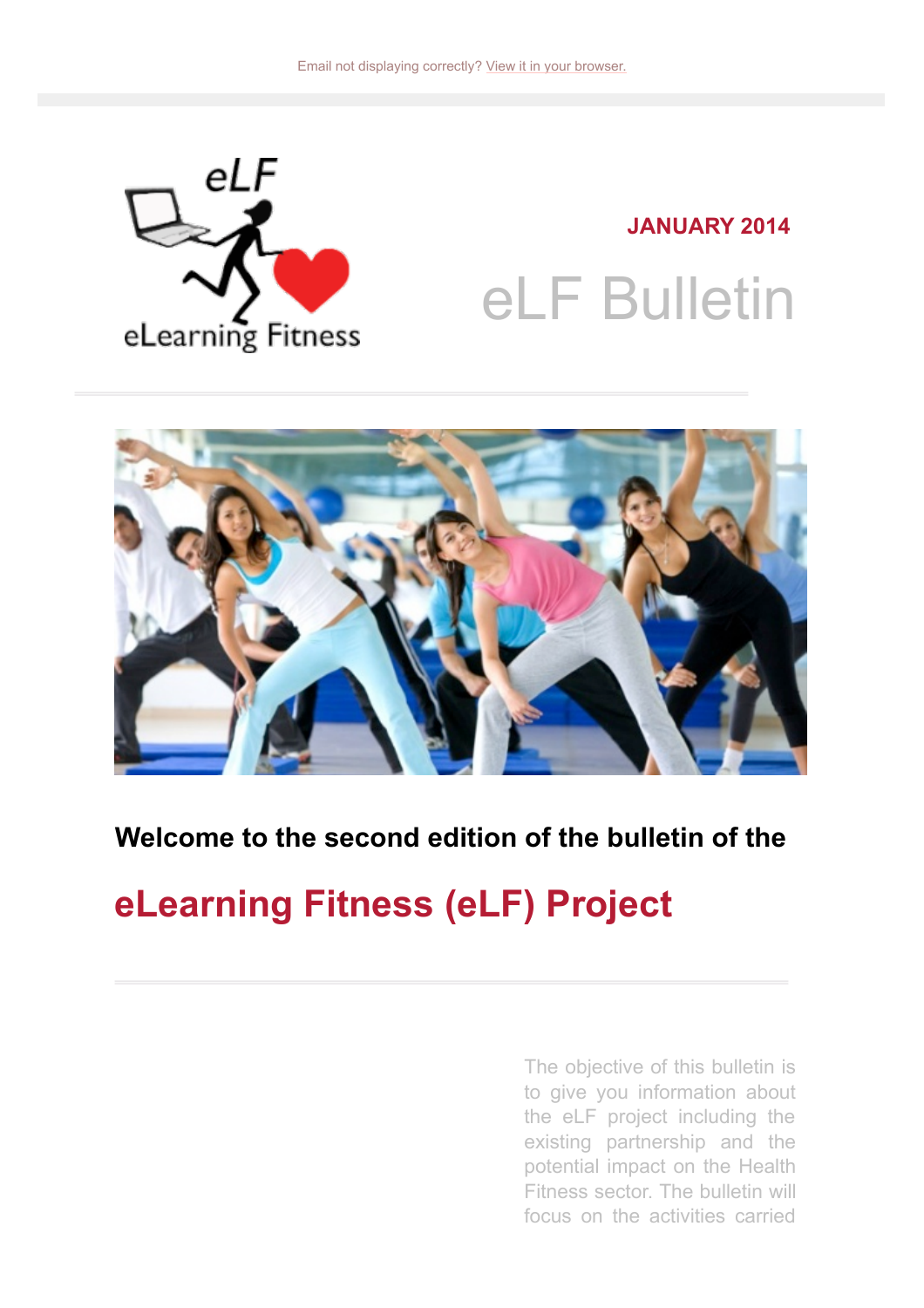Email not displaying correctly? View it in your browser.

JANUARY 2014

# eLF Bulletin

## Welcome to the second edition of the bulletin of the

## eLearning Fitness (eLF) Project

The objective of this bulletin is to give you information about the eLF project including the existing partnership and the potential impact on the Health Fitness sector. The bulletin will focus on the activities carried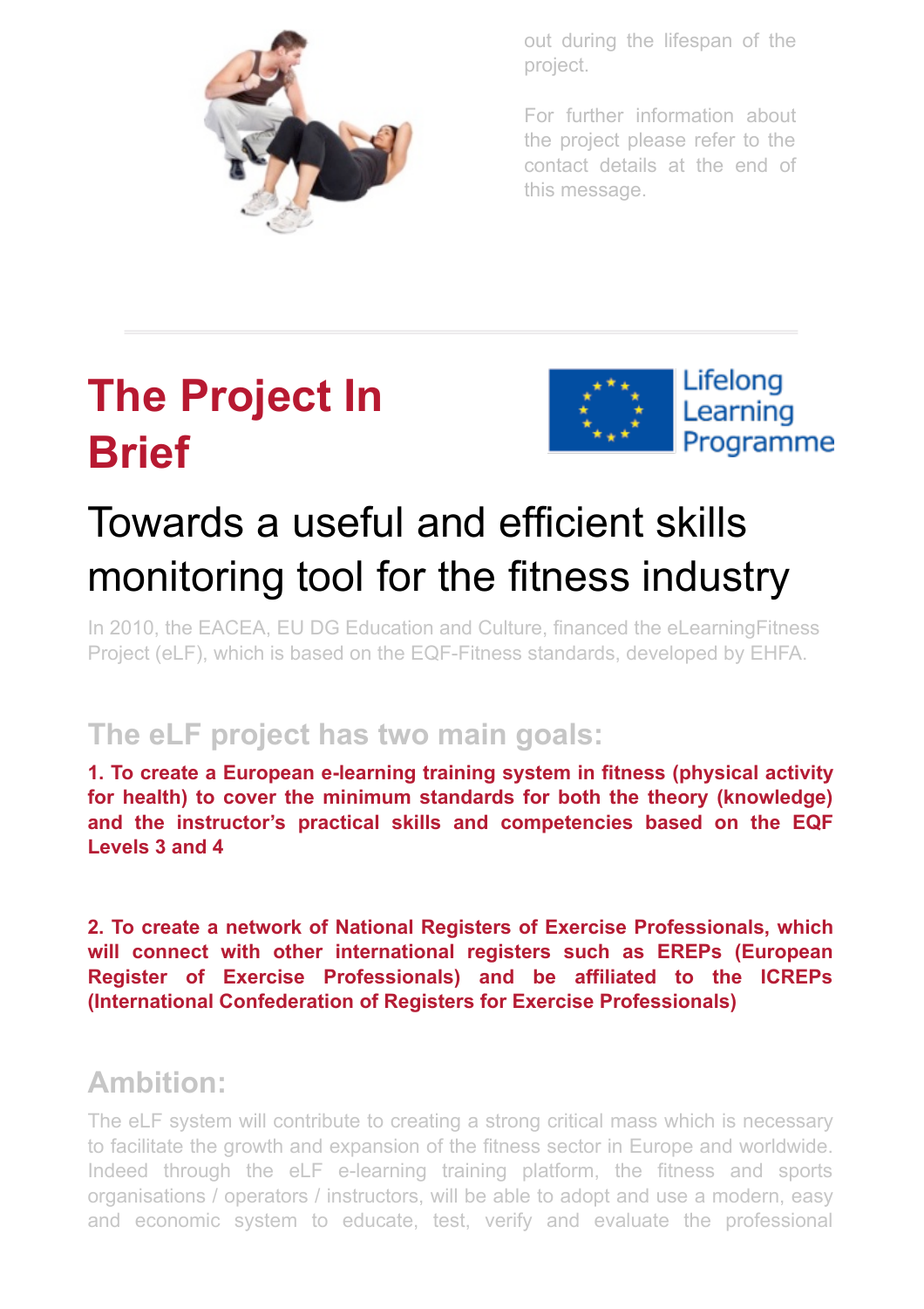out during the lifespan of the project.

For further information about the project please refer to the contact details at the end of this message.

# The Project In Brief

Lifelong Learning Programme

## Towards a useful and efficient skills monitoring tool for the fitness industry

In 2010, the EACEA, EU DG Education and Culture, financed the eLearningFitness Project (eLF), which is based on the EQF-Fitness standards, developed by EHFA.

### The eLF project has two main goals:

**1. To create a European e-learning training system in fitness (physical activity for health) to cover the minimum standards for both the theory (knowledge) and the instructor's practical skills and competencies based on the EQF Levels 3 and 4**

**2. To create a network of National Registers of Exercise Professionals, which will connect with other international registers such as EREPs (European Register of Exercise Professionals) and be affiliated to the ICREPs (International Confederation of Registers for Exercise Professionals)**

### Ambition:

The eLF system will contribute to creating a strong critical mass which is necessary to facilitate the growth and expansion of the fitness sector in Europe and worldwide. Indeed through the eLF e-learning training platform, the fitness and sports organisations / operators / instructors, will be able to adopt and use a modern, easy and economic system to educate, test, verify and evaluate the professional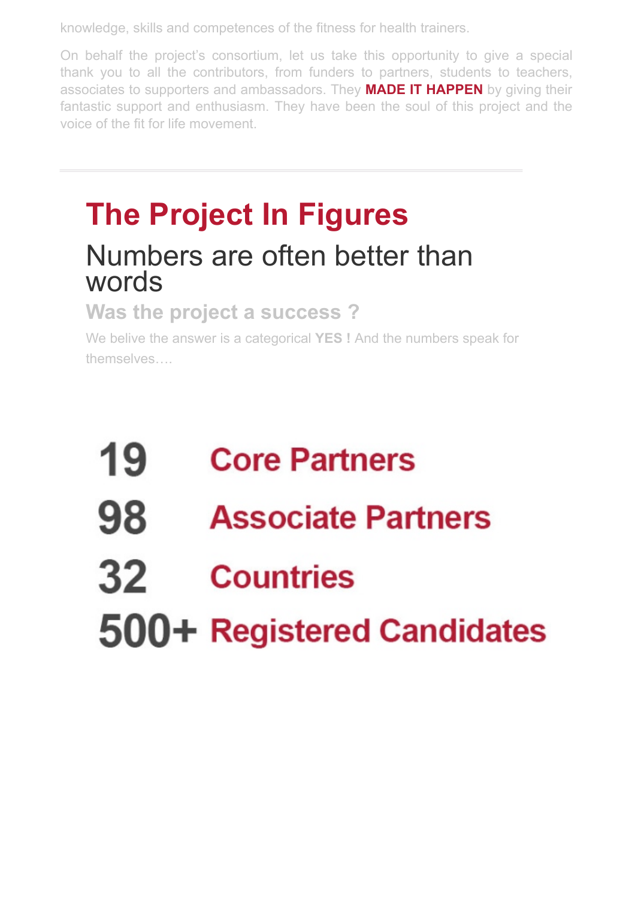knowledge, skills and competences of the fitness for health trainers.

On behalf the project's consortium, let us take this opportunity to give a special thank you to all the contributors, from funders to partners, students to teachers, associates to supporters and ambassadors. They **MADE IT HAPPEN** by giving their fantastic support and enthusiasm. They have been the soul of this project and the voice of the fit for life movement.

---

# The Project In Figures

## Numbers are often better than words

### Was the project a success ?

We belive the answer is a categorical **YES !** And the numbers speak for themselves….

**19** Core Partners

**98** Associate Partners

**32** Countries

**500+** Registered Candidates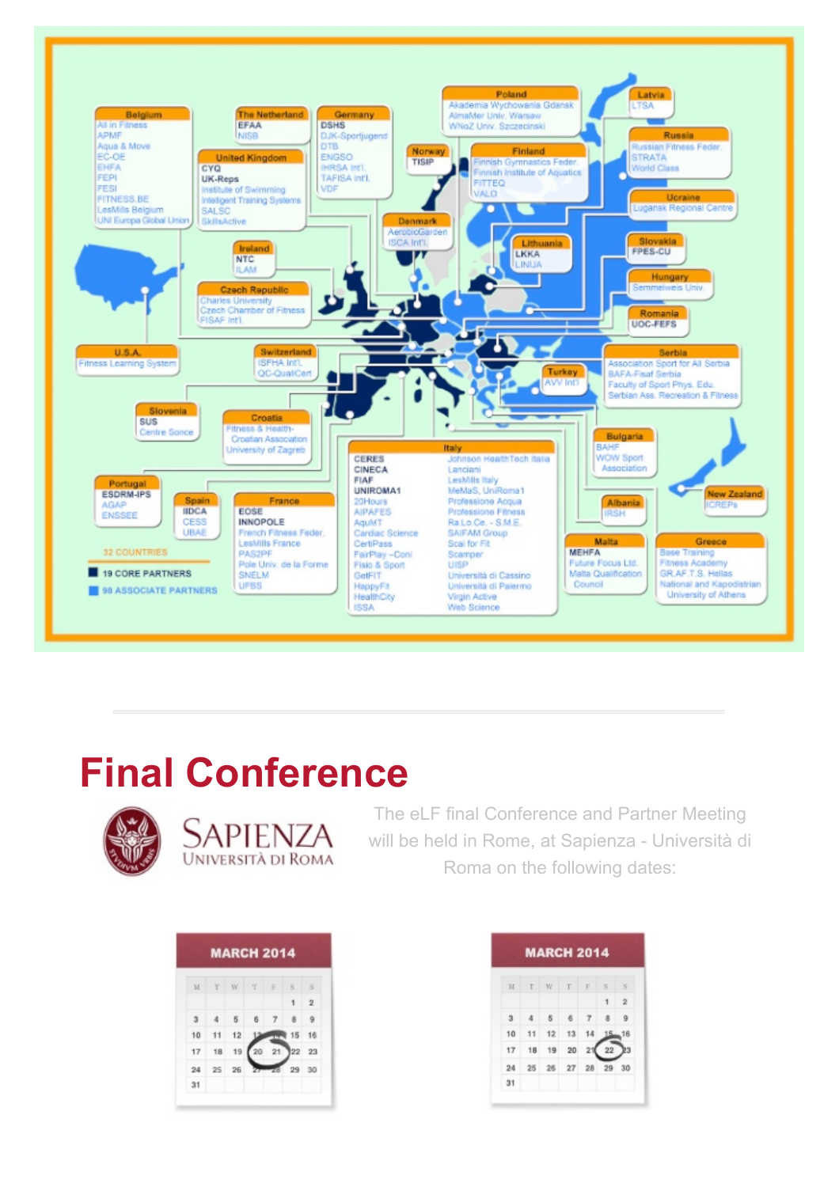Belgium
All in Fitness
APMF
Aqua & Move
EC-OE
EHFA
FEPI
FESI
FITNESS.BE
LesMills Belgium
UNI Europa Global Union

The Netherland
EFAA
NISB

Germany
DSHS
DJK-Sportjugend
DTB
ENGSO
IHRSA Int'l.
TAFISA Int'l.
VDF

United Kingdom
CYQ
UK-Reps
Institute of Swimming
Intelligent Training Systems
SALSC
SkillsActive

Norway
TISIP

Poland
Akademia Wychowania Gdansk
AlmaMer Univ. Warsaw
WNoZ Univ. Szczecinski

Latvia
LTSA

Russia
Russian Fitness Feder.
STRATA
World Class

Finland
Finnish Gymnastics Feder.
Finnish Institute of Aquatics
FITTEQ
VALO

Ucraine
Lugansk Regional Centre

Denmark
AerobicGarden
ISCA Int'l.

Ireland
NTC
ILAM

Lithuania
LKKA
LINUA

Slovakia
FPES-CU

Hungary
Semmelweis Univ.

Czech Republic
Charles University
Czech Chamber of Fitness
FISAF Int'l.

Romania
UOC-FEFS

U.S.A.
Fitness Learning System

Switzerland
ISFHA Int'l.
QC-QualCert

Serbia
Association Sport for All Serbia
BAFA-Fisaf Serbia
Faculty of Sport Phys. Edu.
Serbian Ass. Recreation & Fitness

Turkey
AVV Int'l

Slovenia
SUS
Centre Sonce

Croatia
Fitness & Health-Croatian Association
University of Zagreb

Bulgaria
BAHF
WOW Sport Association

Italy
CERES
CINECA
FIAF
UNIROMA1
20Hours
AIPAFES
AquMT
Cardiac Science
CertiPass
FairPlay –Coni
Fisio & Sport
GetFIT
HappyFit
HealthCity
ISSA
Johnson HealthTech Italia
Lanciani
LesMills Italy
MeMaS, UniRoma1
Professione Acqua
Professione Fitness
Ra.Lo.Ce. - S.M.E.
SAIFAM Group
Scai for Fit
Scamper
UISP
Università di Cassino
Università di Palermo
Virgin Active
Web Science

New Zealand
ICREPs

Portugal
ESDRM-IPS
AGAP
ENSSEE

Spain
IIDCA
CESS
UBAE

France
EOSE
INNOPOLE
French Fitness Feder.
LesMills France
PAS2PF
Pole Univ. de la Forme
SNELM
UFBS

Albania
IRSH

Malta
MEHFA
Future Focus Ltd.
Malta Qualification Council

Greece
Base Training
Fitness Academy
GR.AF.T.S. Hellas
National and Kapodistrian University of Athens

32 COUNTRIES

19 CORE PARTNERS

98 ASSOCIATE PARTNERS

---

# Final Conference

SAPIENZA UNIVERSITÀ DI ROMA

The eLF final Conference and Partner Meeting will be held in Rome, at Sapienza - Università di Roma on the following dates:

**MARCH 2014**

| M | T | W | T | F | S | S |
|---|---|---|---|---|---|---|
| | | | | | 1 | 2 |
| 3 | 4 | 5 | 6 | 7 | 8 | 9 |
| 10 | 11 | 12 | 13 | 14 | 15 | 16 |
| 17 | 18 | 19 | 20 | 21 | 22 | 23 |
| 24 | 25 | 26 | 27 | 28 | 29 | 30 |
| 31 | | | | | | |

**MARCH 2014**

| M | T | W | T | F | S | S |
|---|---|---|---|---|---|---|
| | | | | | 1 | 2 |
| 3 | 4 | 5 | 6 | 7 | 8 | 9 |
| 10 | 11 | 12 | 13 | 14 | 15 | 16 |
| 17 | 18 | 19 | 20 | 21 | 22 | 23 |
| 24 | 25 | 26 | 27 | 28 | 29 | 30 |
| 31 | | | | | | |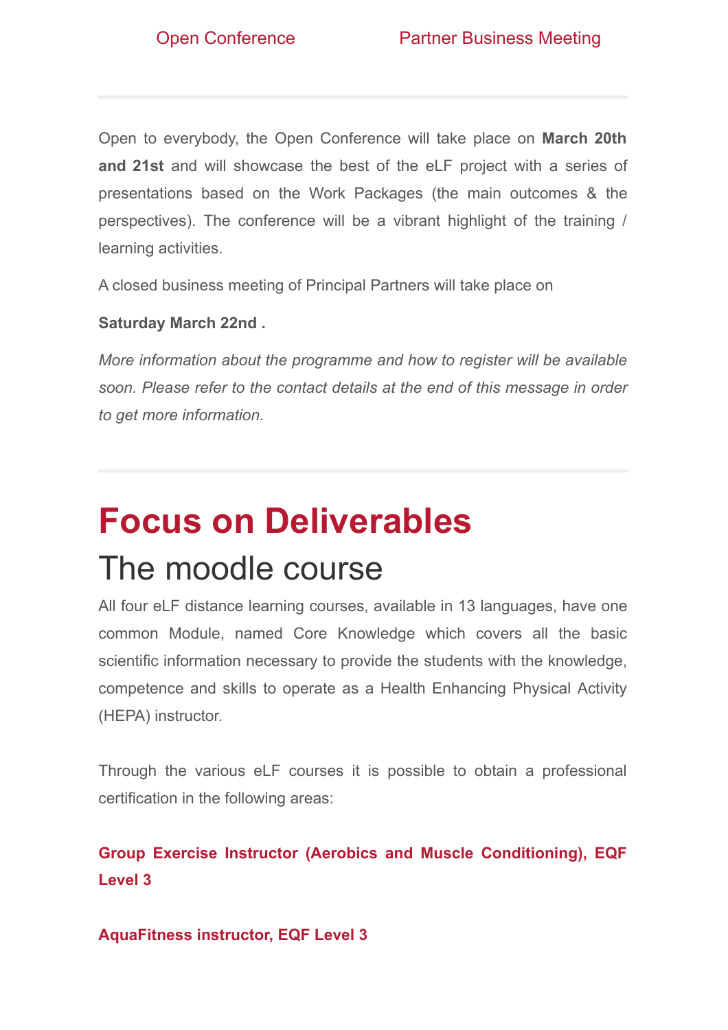Open Conference Partner Business Meeting

---

Open to everybody, the Open Conference will take place on **March 20th and 21st** and will showcase the best of the eLF project with a series of presentations based on the Work Packages (the main outcomes & the perspectives). The conference will be a vibrant highlight of the training / learning activities.

A closed business meeting of Principal Partners will take place on

**Saturday March 22nd .**

*More information about the programme and how to register will be available soon. Please refer to the contact details at the end of this message in order to get more information.*

---

# Focus on Deliverables

## The moodle course

All four eLF distance learning courses, available in 13 languages, have one common Module, named Core Knowledge which covers all the basic scientific information necessary to provide the students with the knowledge, competence and skills to operate as a Health Enhancing Physical Activity (HEPA) instructor.

Through the various eLF courses it is possible to obtain a professional certification in the following areas:

**Group Exercise Instructor (Aerobics and Muscle Conditioning), EQF Level 3**

**AquaFitness instructor, EQF Level 3**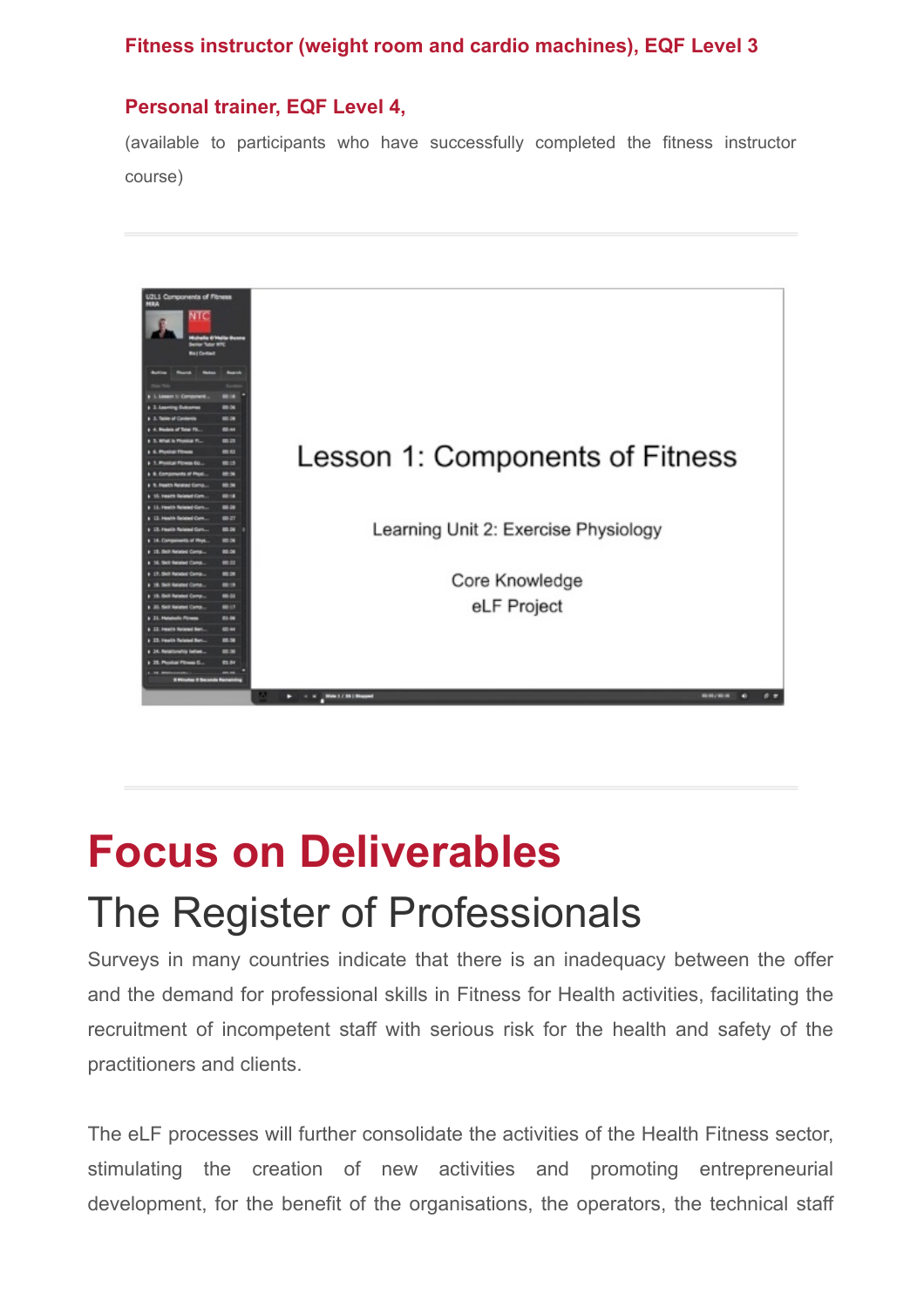**Fitness instructor (weight room and cardio machines), EQF Level 3**

**Personal trainer, EQF Level 4,**
(available to participants who have successfully completed the fitness instructor course)

---

---

# Focus on Deliverables

## The Register of Professionals

Surveys in many countries indicate that there is an inadequacy between the offer and the demand for professional skills in Fitness for Health activities, facilitating the recruitment of incompetent staff with serious risk for the health and safety of the practitioners and clients.

The eLF processes will further consolidate the activities of the Health Fitness sector, stimulating the creation of new activities and promoting entrepreneurial development, for the benefit of the organisations, the operators, the technical staff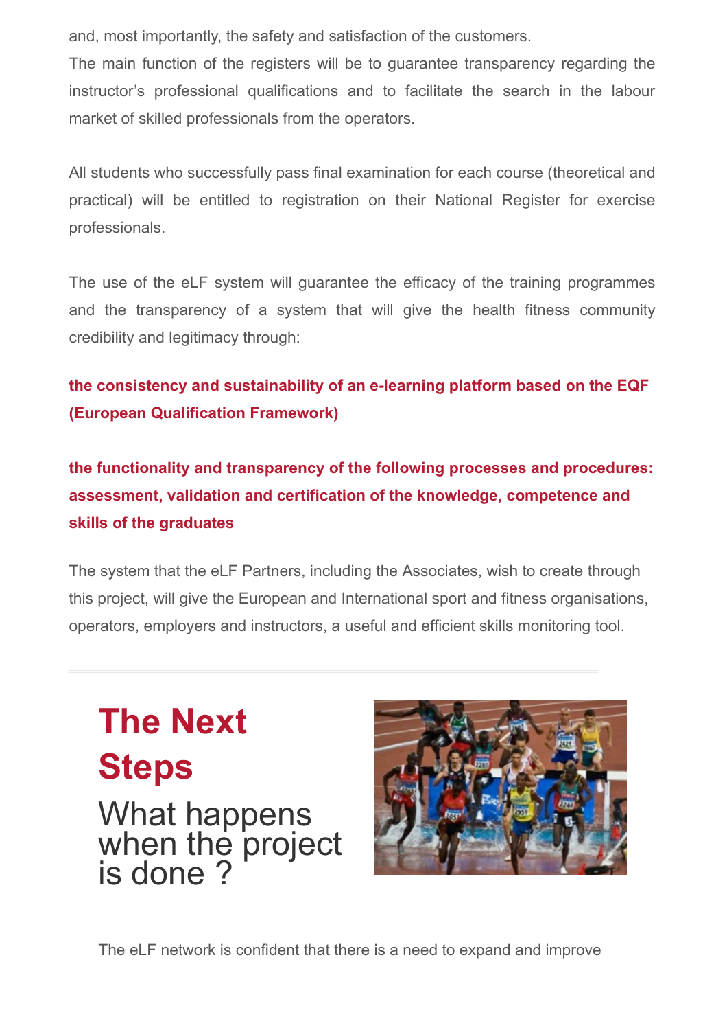and, most importantly, the safety and satisfaction of the customers.

The main function of the registers will be to guarantee transparency regarding the instructor's professional qualifications and to facilitate the search in the labour market of skilled professionals from the operators.

All students who successfully pass final examination for each course (theoretical and practical) will be entitled to registration on their National Register for exercise professionals.

The use of the eLF system will guarantee the efficacy of the training programmes and the transparency of a system that will give the health fitness community credibility and legitimacy through:

**the consistency and sustainability of an e-learning platform based on the EQF (European Qualification Framework)**

**the functionality and transparency of the following processes and procedures: assessment, validation and certification of the knowledge, competence and skills of the graduates**

The system that the eLF Partners, including the Associates, wish to create through this project, will give the European and International sport and fitness organisations, operators, employers and instructors, a useful and efficient skills monitoring tool.

---

## The Next Steps

### What happens when the project is done ?

The eLF network is confident that there is a need to expand and improve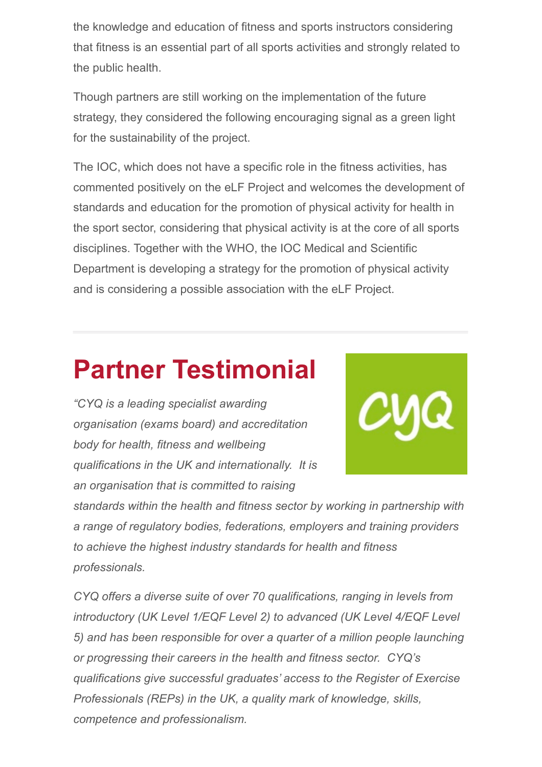the knowledge and education of fitness and sports instructors considering that fitness is an essential part of all sports activities and strongly related to the public health.

Though partners are still working on the implementation of the future strategy, they considered the following encouraging signal as a green light for the sustainability of the project.

The IOC, which does not have a specific role in the fitness activities, has commented positively on the eLF Project and welcomes the development of standards and education for the promotion of physical activity for health in the sport sector, considering that physical activity is at the core of all sports disciplines. Together with the WHO, the IOC Medical and Scientific Department is developing a strategy for the promotion of physical activity and is considering a possible association with the eLF Project.

---

# Partner Testimonial

*"CYQ is a leading specialist awarding organisation (exams board) and accreditation body for health, fitness and wellbeing qualifications in the UK and internationally. It is an organisation that is committed to raising standards within the health and fitness sector by working in partnership with a range of regulatory bodies, federations, employers and training providers to achieve the highest industry standards for health and fitness professionals.*

*CYQ offers a diverse suite of over 70 qualifications, ranging in levels from introductory (UK Level 1/EQF Level 2) to advanced (UK Level 4/EQF Level 5) and has been responsible for over a quarter of a million people launching or progressing their careers in the health and fitness sector. CYQ's qualifications give successful graduates' access to the Register of Exercise Professionals (REPs) in the UK, a quality mark of knowledge, skills, competence and professionalism.*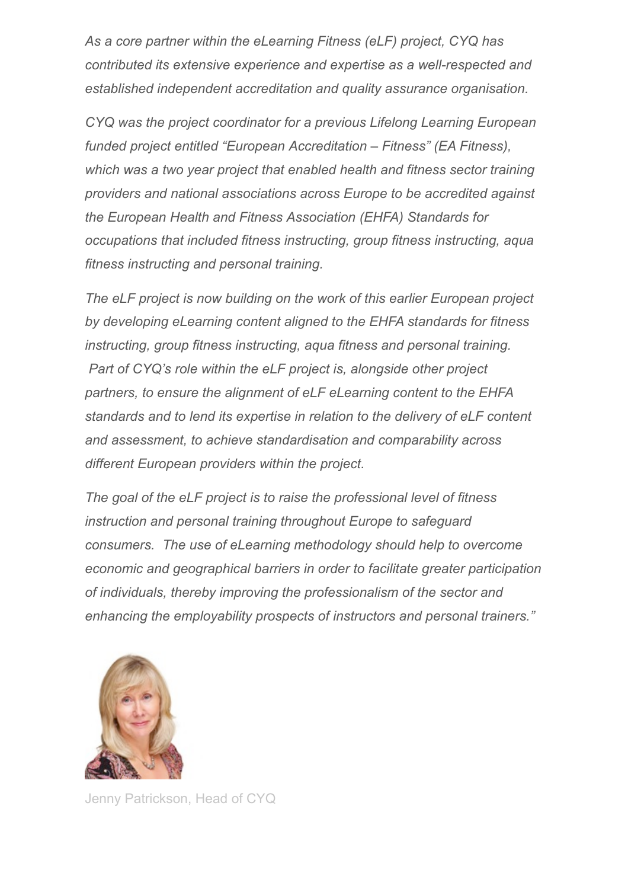*As a core partner within the eLearning Fitness (eLF) project, CYQ has contributed its extensive experience and expertise as a well-respected and established independent accreditation and quality assurance organisation.*

*CYQ was the project coordinator for a previous Lifelong Learning European funded project entitled "European Accreditation – Fitness" (EA Fitness), which was a two year project that enabled health and fitness sector training providers and national associations across Europe to be accredited against the European Health and Fitness Association (EHFA) Standards for occupations that included fitness instructing, group fitness instructing, aqua fitness instructing and personal training.*

*The eLF project is now building on the work of this earlier European project by developing eLearning content aligned to the EHFA standards for fitness instructing, group fitness instructing, aqua fitness and personal training. Part of CYQ's role within the eLF project is, alongside other project partners, to ensure the alignment of eLF eLearning content to the EHFA standards and to lend its expertise in relation to the delivery of eLF content and assessment, to achieve standardisation and comparability across different European providers within the project.*

*The goal of the eLF project is to raise the professional level of fitness instruction and personal training throughout Europe to safeguard consumers. The use of eLearning methodology should help to overcome economic and geographical barriers in order to facilitate greater participation of individuals, thereby improving the professionalism of the sector and enhancing the employability prospects of instructors and personal trainers."*

Jenny Patrickson, Head of CYQ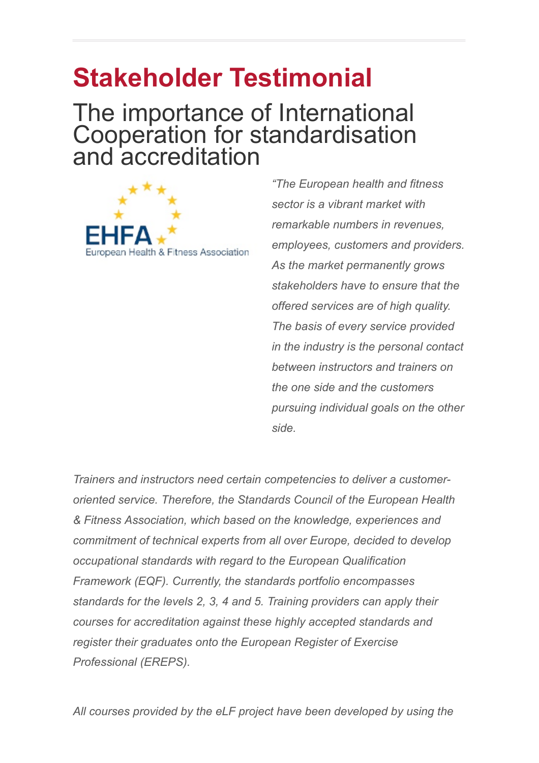# Stakeholder Testimonial

## The importance of International Cooperation for standardisation and accreditation

EHFA
European Health & Fitness Association

*"The European health and fitness sector is a vibrant market with remarkable numbers in revenues, employees, customers and providers. As the market permanently grows stakeholders have to ensure that the offered services are of high quality. The basis of every service provided in the industry is the personal contact between instructors and trainers on the one side and the customers pursuing individual goals on the other side.*

*Trainers and instructors need certain competencies to deliver a customer-oriented service. Therefore, the Standards Council of the European Health & Fitness Association, which based on the knowledge, experiences and commitment of technical experts from all over Europe, decided to develop occupational standards with regard to the European Qualification Framework (EQF). Currently, the standards portfolio encompasses standards for the levels 2, 3, 4 and 5. Training providers can apply their courses for accreditation against these highly accepted standards and register their graduates onto the European Register of Exercise Professional (EREPS).*

*All courses provided by the eLF project have been developed by using the*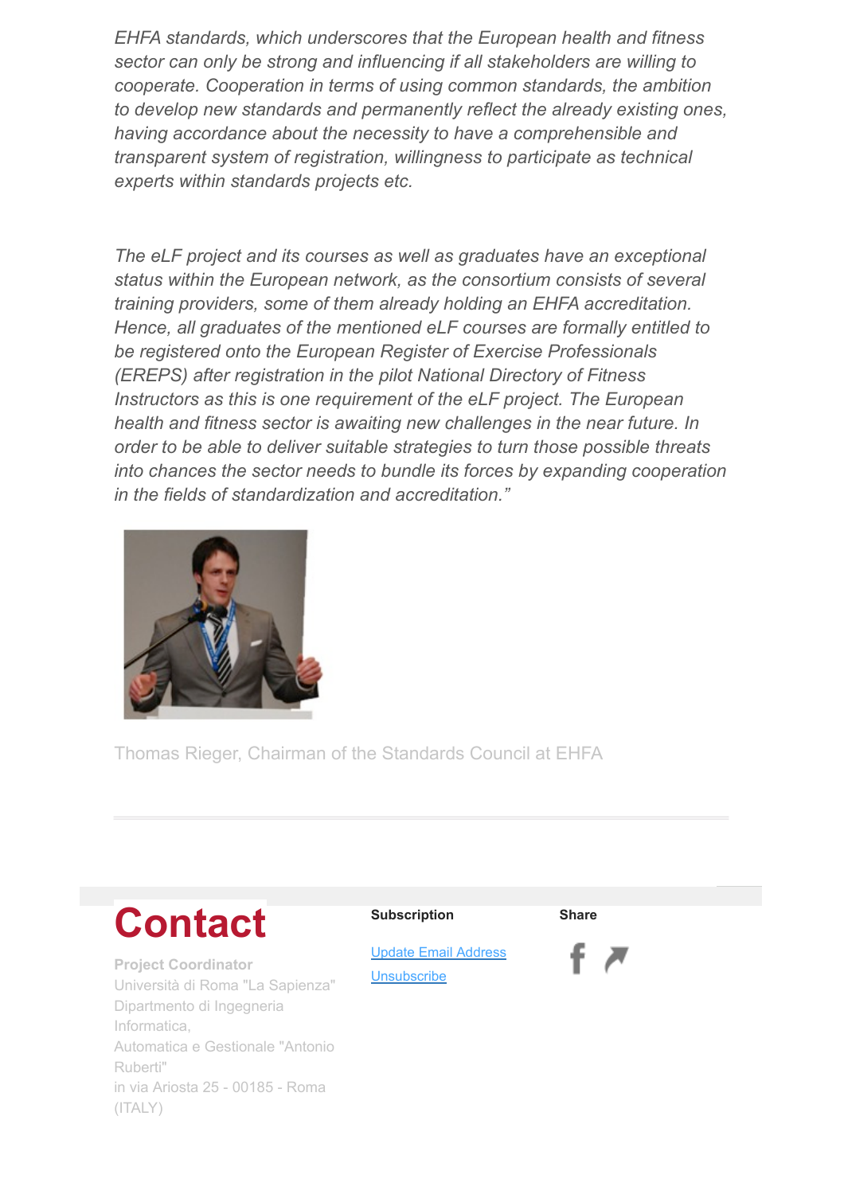*EHFA standards, which underscores that the European health and fitness sector can only be strong and influencing if all stakeholders are willing to cooperate. Cooperation in terms of using common standards, the ambition to develop new standards and permanently reflect the already existing ones, having accordance about the necessity to have a comprehensible and transparent system of registration, willingness to participate as technical experts within standards projects etc.*

*The eLF project and its courses as well as graduates have an exceptional status within the European network, as the consortium consists of several training providers, some of them already holding an EHFA accreditation. Hence, all graduates of the mentioned eLF courses are formally entitled to be registered onto the European Register of Exercise Professionals (EREPS) after registration in the pilot National Directory of Fitness Instructors as this is one requirement of the eLF project. The European health and fitness sector is awaiting new challenges in the near future. In order to be able to deliver suitable strategies to turn those possible threats into chances the sector needs to bundle its forces by expanding cooperation in the fields of standardization and accreditation."*

Thomas Rieger, Chairman of the Standards Council at EHFA

---

# Contact

**Project Coordinator**
Università di Roma "La Sapienza"
Dipartmento di Ingegneria Informatica,
Automatica e Gestionale "Antonio Ruberti"
in via Ariosta 25 - 00185 - Roma (ITALY)

**Subscription**

Update Email Address

Unsubscribe

**Share**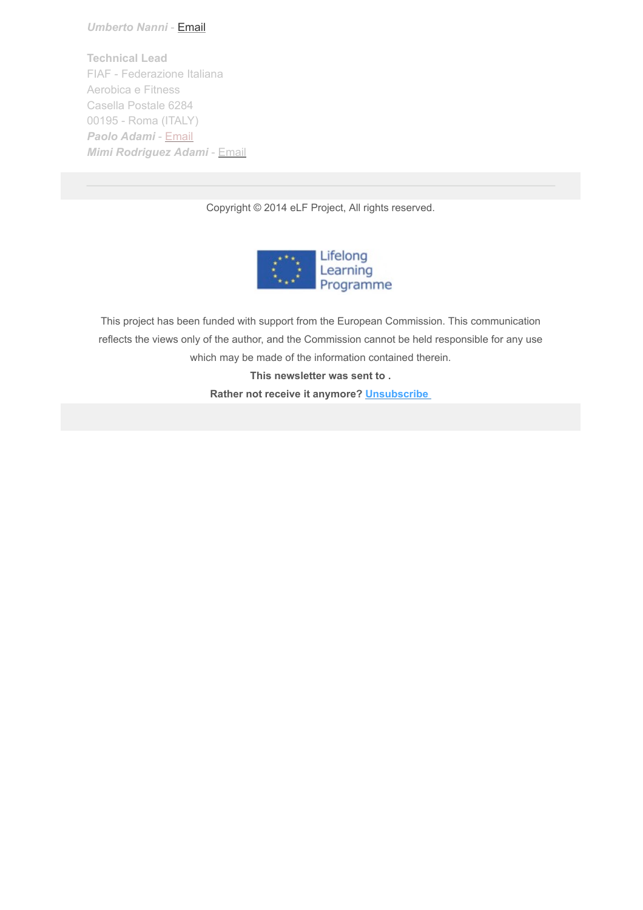*Umberto Nanni* - Email

**Technical Lead**
FIAF - Federazione Italiana
Aerobica e Fitness
Casella Postale 6284
00195 - Roma (ITALY)
*Paolo Adami* - Email
*Mimi Rodriguez Adami* - Email

Copyright © 2014 eLF Project, All rights reserved.

Lifelong Learning Programme

This project has been funded with support from the European Commission. This communication reflects the views only of the author, and the Commission cannot be held responsible for any use which may be made of the information contained therein.

**This newsletter was sent to .**

**Rather not receive it anymore? Unsubscribe**